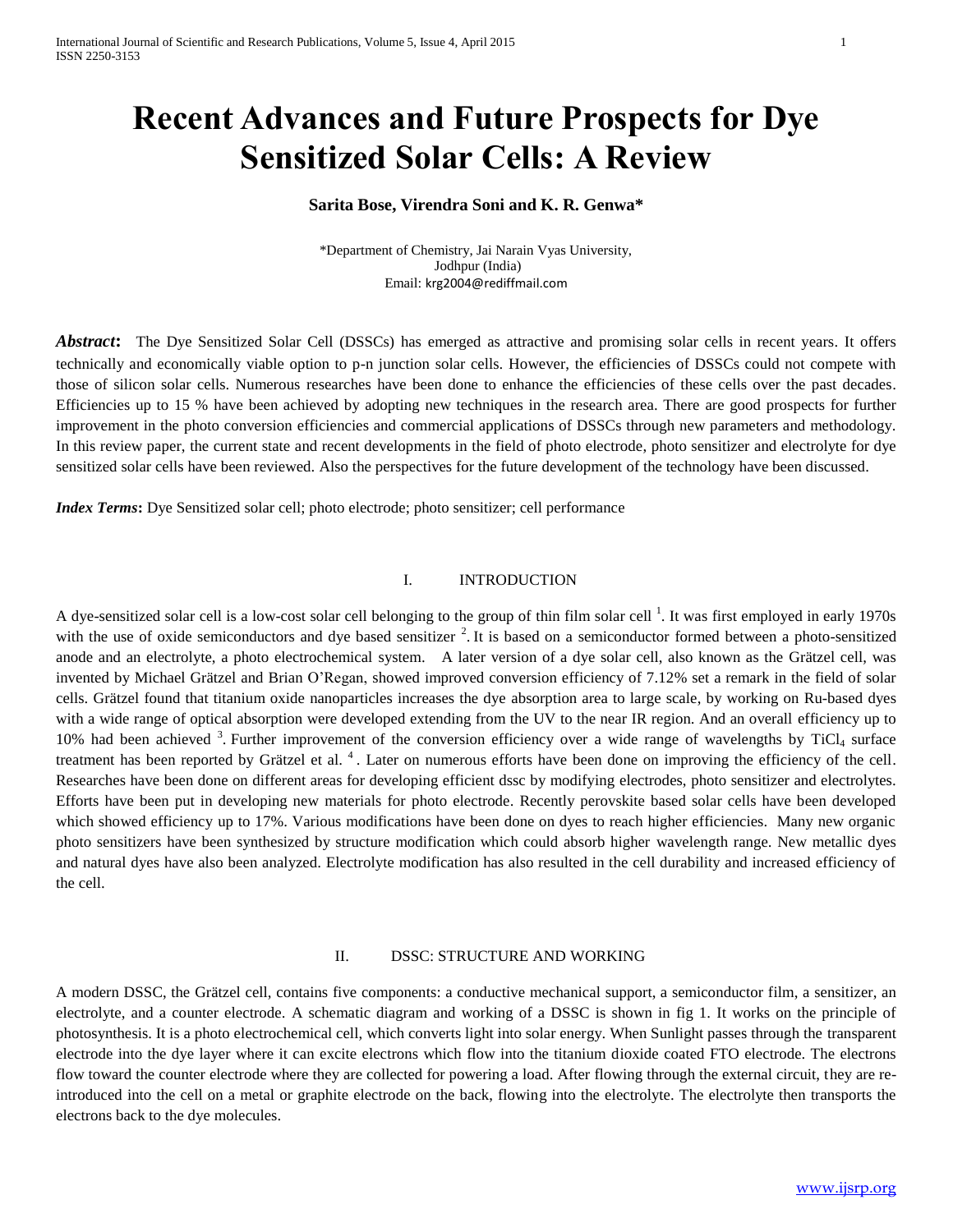# Recent Advances and Future Prospects for Dye Sensitized Solar Cells: A Review

**Sarita Bose, Virendra Soni and K. R. Genwa***

*Department of Chemistry, Jai Narain Vyas University,
Jodhpur (India)
Email: krg2004@rediffmail.com

***Abstract*:** The Dye Sensitized Solar Cell (DSSCs) has emerged as attractive and promising solar cells in recent years. It offers technically and economically viable option to p-n junction solar cells. However, the efficiencies of DSSCs could not compete with those of silicon solar cells. Numerous researches have been done to enhance the efficiencies of these cells over the past decades. Efficiencies up to 15 % have been achieved by adopting new techniques in the research area. There are good prospects for further improvement in the photo conversion efficiencies and commercial applications of DSSCs through new parameters and methodology. In this review paper, the current state and recent developments in the field of photo electrode, photo sensitizer and electrolyte for dye sensitized solar cells have been reviewed. Also the perspectives for the future development of the technology have been discussed.

***Index Terms*:** Dye Sensitized solar cell; photo electrode; photo sensitizer; cell performance

## I. INTRODUCTION

A dye-sensitized solar cell is a low-cost solar cell belonging to the group of thin film solar cell [1]. It was first employed in early 1970s with the use of oxide semiconductors and dye based sensitizer [2]. It is based on a semiconductor formed between a photo-sensitized anode and an electrolyte, a photo electrochemical system. A later version of a dye solar cell, also known as the Grätzel cell, was invented by Michael Grätzel and Brian O'Regan, showed improved conversion efficiency of 7.12% set a remark in the field of solar cells. Grätzel found that titanium oxide nanoparticles increases the dye absorption area to large scale, by working on Ru-based dyes with a wide range of optical absorption were developed extending from the UV to the near IR region. And an overall efficiency up to 10% had been achieved [3]. Further improvement of the conversion efficiency over a wide range of wavelengths by $TiCl_4$ surface treatment has been reported by Grätzel et al. [4]. Later on numerous efforts have been done on improving the efficiency of the cell. Researches have been done on different areas for developing efficient dssc by modifying electrodes, photo sensitizer and electrolytes. Efforts have been put in developing new materials for photo electrode. Recently perovskite based solar cells have been developed which showed efficiency up to 17%. Various modifications have been done on dyes to reach higher efficiencies. Many new organic photo sensitizers have been synthesized by structure modification which could absorb higher wavelength range. New metallic dyes and natural dyes have also been analyzed. Electrolyte modification has also resulted in the cell durability and increased efficiency of the cell.

## II. DSSC: STRUCTURE AND WORKING

A modern DSSC, the Grätzel cell, contains five components: a conductive mechanical support, a semiconductor film, a sensitizer, an electrolyte, and a counter electrode. A schematic diagram and working of a DSSC is shown in fig 1. It works on the principle of photosynthesis. It is a photo electrochemical cell, which converts light into solar energy. When Sunlight passes through the transparent electrode into the dye layer where it can excite electrons which flow into the titanium dioxide coated FTO electrode. The electrons flow toward the counter electrode where they are collected for powering a load. After flowing through the external circuit, they are re-introduced into the cell on a metal or graphite electrode on the back, flowing into the electrolyte. The electrolyte then transports the electrons back to the dye molecules.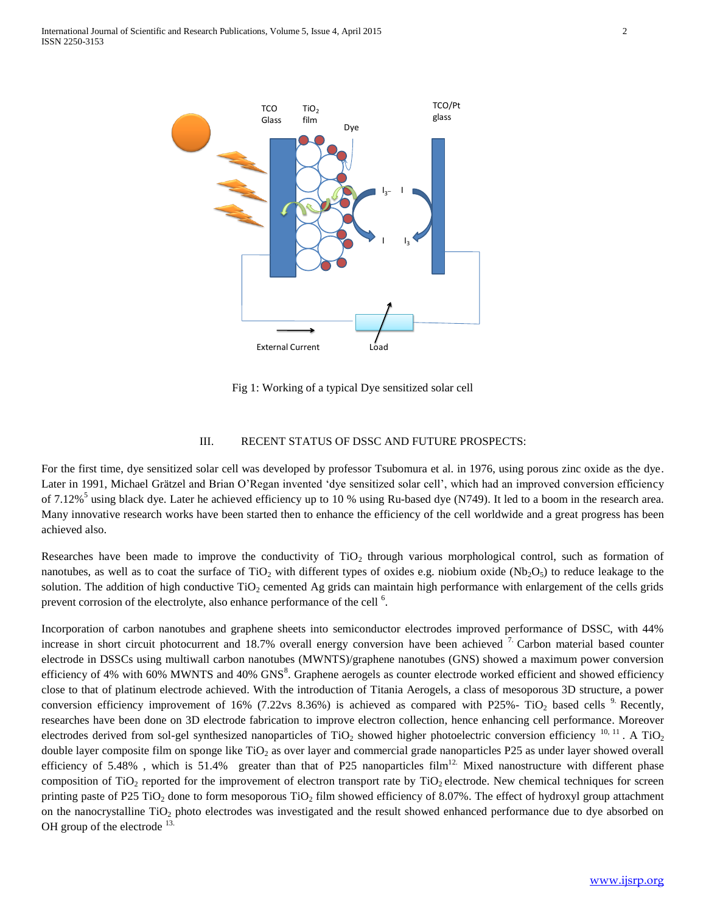Fig 1: Working of a typical Dye sensitized solar cell

## III. RECENT STATUS OF DSSC AND FUTURE PROSPECTS:

For the first time, dye sensitized solar cell was developed by professor Tsubomura et al. in 1976, using porous zinc oxide as the dye. Later in 1991, Michael Grätzel and Brian O'Regan invented 'dye sensitized solar cell', which had an improved conversion efficiency of 7.12%[5] using black dye. Later he achieved efficiency up to 10 % using Ru-based dye (N749). It led to a boom in the research area. Many innovative research works have been started then to enhance the efficiency of the cell worldwide and a great progress has been achieved also.

Researches have been made to improve the conductivity of $TiO_2$ through various morphological control, such as formation of nanotubes, as well as to coat the surface of $TiO_2$ with different types of oxides e.g. niobium oxide ($Nb_2O_5$) to reduce leakage to the solution. The addition of high conductive $TiO_2$ cemented Ag grids can maintain high performance with enlargement of the cells grids prevent corrosion of the electrolyte, also enhance performance of the cell [6].

Incorporation of carbon nanotubes and graphene sheets into semiconductor electrodes improved performance of DSSC, with 44% increase in short circuit photocurrent and 18.7% overall energy conversion have been achieved [7]. Carbon material based counter electrode in DSSCs using multiwall carbon nanotubes (MWNTS)/graphene nanotubes (GNS) showed a maximum power conversion efficiency of 4% with 60% MWNTS and 40% GNS[8]. Graphene aerogels as counter electrode worked efficient and showed efficiency close to that of platinum electrode achieved. With the introduction of Titania Aerogels, a class of mesoporous 3D structure, a power conversion efficiency improvement of 16% (7.22vs 8.36%) is achieved as compared with P25%- $TiO_2$ based cells [9]. Recently, researches have been done on 3D electrode fabrication to improve electron collection, hence enhancing cell performance. Moreover electrodes derived from sol-gel synthesized nanoparticles of $TiO_2$ showed higher photoelectric conversion efficiency [10, 11]. A $TiO_2$ double layer composite film on sponge like $TiO_2$ as over layer and commercial grade nanoparticles P25 as under layer showed overall efficiency of 5.48% , which is 51.4% greater than that of P25 nanoparticles film[12]. Mixed nanostructure with different phase composition of $TiO_2$ reported for the improvement of electron transport rate by $TiO_2$ electrode. New chemical techniques for screen printing paste of P25 $TiO_2$ done to form mesoporous $TiO_2$ film showed efficiency of 8.07%. The effect of hydroxyl group attachment on the nanocrystalline $TiO_2$ photo electrodes was investigated and the result showed enhanced performance due to dye absorbed on OH group of the electrode [13].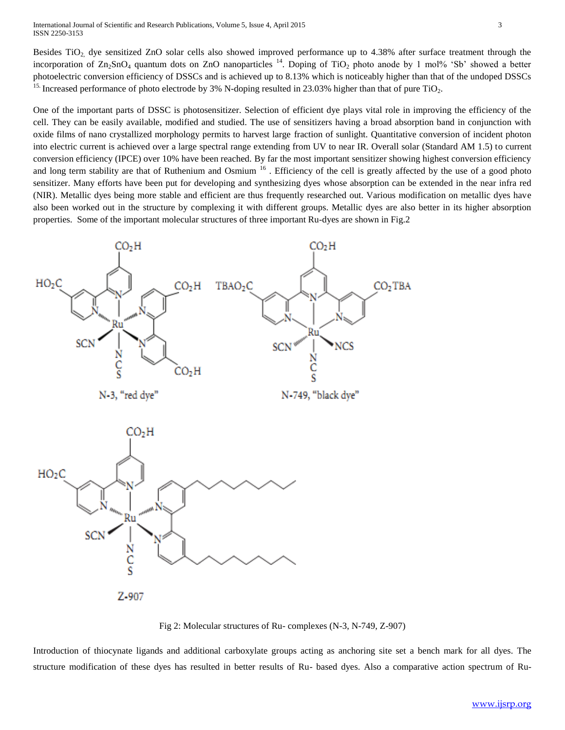Besides $TiO_2$, dye sensitized ZnO solar cells also showed improved performance up to 4.38% after surface treatment through the incorporation of $Zn_2SnO_4$ quantum dots on ZnO nanoparticles [14]. Doping of $TiO_2$ photo anode by 1 mol% 'Sb' showed a better photoelectric conversion efficiency of DSSCs and is achieved up to 8.13% which is noticeably higher than that of the undoped DSSCs [15]. Increased performance of photo electrode by 3% N-doping resulted in 23.03% higher than that of pure $TiO_2$.

One of the important parts of DSSC is photosensitizer. Selection of efficient dye plays vital role in improving the efficiency of the cell. They can be easily available, modified and studied. The use of sensitizers having a broad absorption band in conjunction with oxide films of nano crystallized morphology permits to harvest large fraction of sunlight. Quantitative conversion of incident photon into electric current is achieved over a large spectral range extending from UV to near IR. Overall solar (Standard AM 1.5) to current conversion efficiency (IPCE) over 10% have been reached. By far the most important sensitizer showing highest conversion efficiency and long term stability are that of Ruthenium and Osmium [16]. Efficiency of the cell is greatly affected by the use of a good photo sensitizer. Many efforts have been put for developing and synthesizing dyes whose absorption can be extended in the near infra red (NIR). Metallic dyes being more stable and efficient are thus frequently researched out. Various modification on metallic dyes have also been worked out in the structure by complexing it with different groups. Metallic dyes are also better in its higher absorption properties. Some of the important molecular structures of three important Ru-dyes are shown in Fig.2

Fig 2: Molecular structures of Ru- complexes (N-3, N-749, Z-907)

Introduction of thiocynate ligands and additional carboxylate groups acting as anchoring site set a bench mark for all dyes. The structure modification of these dyes has resulted in better results of Ru- based dyes. Also a comparative action spectrum of Ru-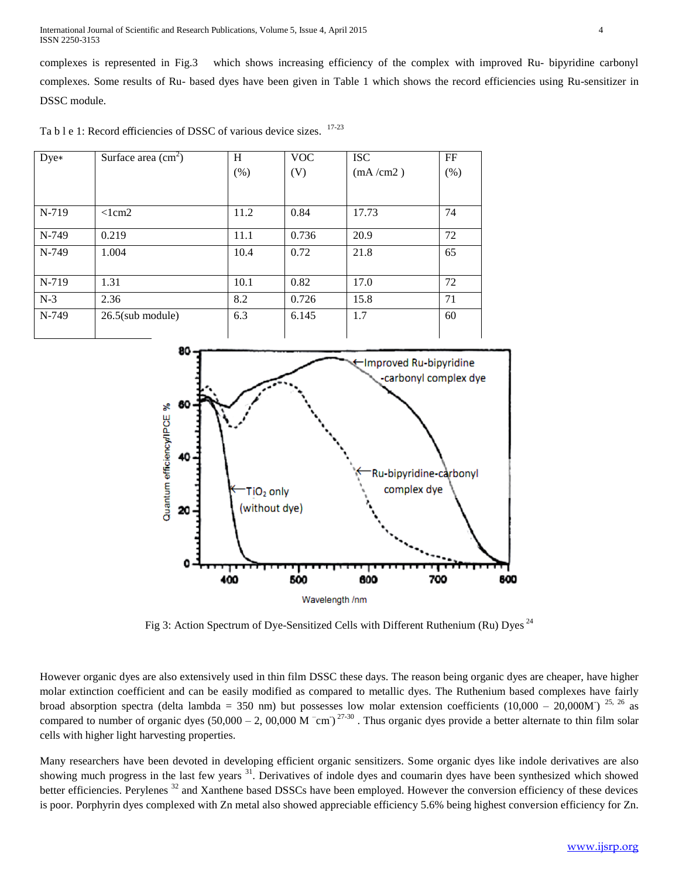complexes is represented in Fig.3 which shows increasing efficiency of the complex with improved Ru- bipyridine carbonyl complexes. Some results of Ru- based dyes have been given in Table 1 which shows the record efficiencies using Ru-sensitizer in DSSC module.

Ta b l e 1: Record efficiencies of DSSC of various device sizes. [17-23]

| Dye* | Surface area ($cm^2$) | H (%) | VOC (V) | ISC (mA /cm2 ) | FF (%) |
|---|---|---|---|---|---|
| N-719 | <1cm2 | 11.2 | 0.84 | 17.73 | 74 |
| N-749 | 0.219 | 11.1 | 0.736 | 20.9 | 72 |
| N-749 | 1.004 | 10.4 | 0.72 | 21.8 | 65 |
| N-719 | 1.31 | 10.1 | 0.82 | 17.0 | 72 |
| N-3 | 2.36 | 8.2 | 0.726 | 15.8 | 71 |
| N-749 | 26.5(sub module) | 6.3 | 6.145 | 1.7 | 60 |

Fig 3: Action Spectrum of Dye-Sensitized Cells with Different Ruthenium (Ru) Dyes [24]

However organic dyes are also extensively used in thin film DSSC these days. The reason being organic dyes are cheaper, have higher molar extinction coefficient and can be easily modified as compared to metallic dyes. The Ruthenium based complexes have fairly broad absorption spectra (delta lambda = 350 nm) but possesses low molar extension coefficients (10,000 – 20,000$M^{-}$) [25, 26] as compared to number of organic dyes (50,000 – 2, 00,000 $M^{-}cm^{-}$) [27-30] . Thus organic dyes provide a better alternate to thin film solar cells with higher light harvesting properties.

Many researchers have been devoted in developing efficient organic sensitizers. Some organic dyes like indole derivatives are also showing much progress in the last few years [31]. Derivatives of indole dyes and coumarin dyes have been synthesized which showed better efficiencies. Perylenes [32] and Xanthene based DSSCs have been employed. However the conversion efficiency of these devices is poor. Porphyrin dyes complexed with Zn metal also showed appreciable efficiency 5.6% being highest conversion efficiency for Zn.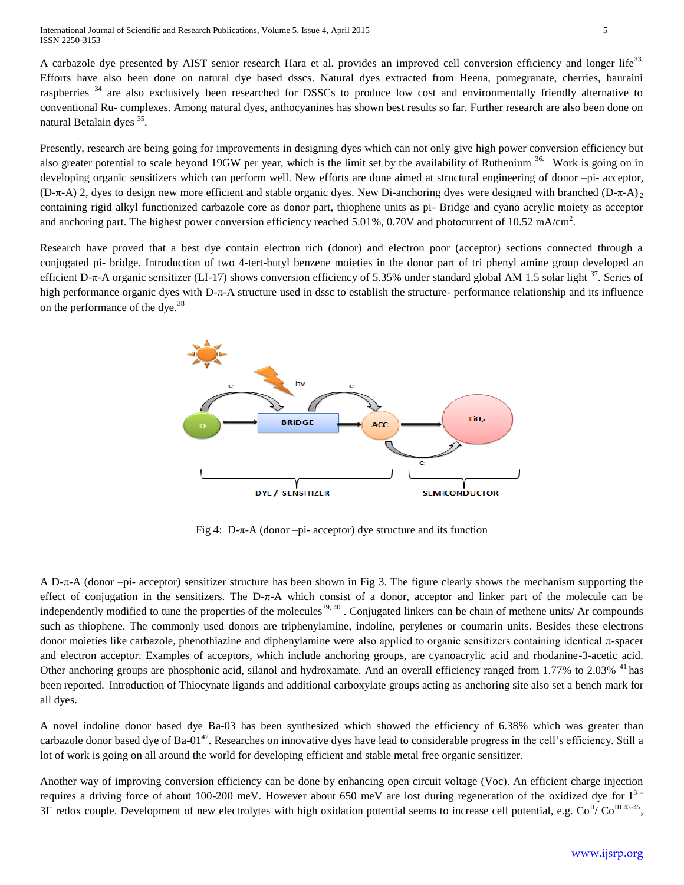A carbazole dye presented by AIST senior research Hara et al. provides an improved cell conversion efficiency and longer life[33]. Efforts have also been done on natural dye based dsscs. Natural dyes extracted from Heena, pomegranate, cherries, bauraini raspberries [34] are also exclusively been researched for DSSCs to produce low cost and environmentally friendly alternative to conventional Ru- complexes. Among natural dyes, anthocyanines has shown best results so far. Further research are also been done on natural Betalain dyes [35].

Presently, research are being going for improvements in designing dyes which can not only give high power conversion efficiency but also greater potential to scale beyond 19GW per year, which is the limit set by the availability of Ruthenium [36]. Work is going on in developing organic sensitizers which can perform well. New efforts are done aimed at structural engineering of donor –pi- acceptor, (D-π-A) 2, dyes to design new more efficient and stable organic dyes. New Di-anchoring dyes were designed with branched $(D\text{-}\pi\text{-}A)_2$ containing rigid alkyl functionized carbazole core as donor part, thiophene units as pi- Bridge and cyano acrylic moiety as acceptor and anchoring part. The highest power conversion efficiency reached 5.01%, 0.70V and photocurrent of 10.52 $mA/cm^2$.

Research have proved that a best dye contain electron rich (donor) and electron poor (acceptor) sections connected through a conjugated pi- bridge. Introduction of two 4-tert-butyl benzene moieties in the donor part of tri phenyl amine group developed an efficient D-π-A organic sensitizer (LI-17) shows conversion efficiency of 5.35% under standard global AM 1.5 solar light [37]. Series of high performance organic dyes with D-π-A structure used in dssc to establish the structure- performance relationship and its influence on the performance of the dye.[38]

Fig 4: D-π-A (donor –pi- acceptor) dye structure and its function

A D-π-A (donor –pi- acceptor) sensitizer structure has been shown in Fig 3. The figure clearly shows the mechanism supporting the effect of conjugation in the sensitizers. The D-π-A which consist of a donor, acceptor and linker part of the molecule can be independently modified to tune the properties of the molecules[39, 40] . Conjugated linkers can be chain of methene units/ Ar compounds such as thiophene. The commonly used donors are triphenylamine, indoline, perylenes or coumarin units. Besides these electrons donor moieties like carbazole, phenothiazine and diphenylamine were also applied to organic sensitizers containing identical π-spacer and electron acceptor. Examples of acceptors, which include anchoring groups, are cyanoacrylic acid and rhodanine-3-acetic acid. Other anchoring groups are phosphonic acid, silanol and hydroxamate. And an overall efficiency ranged from 1.77% to 2.03% [41] has been reported. Introduction of Thiocynate ligands and additional carboxylate groups acting as anchoring site also set a bench mark for all dyes.

A novel indoline donor based dye Ba-03 has been synthesized which showed the efficiency of 6.38% which was greater than carbazole donor based dye of Ba-01[42]. Researches on innovative dyes have lead to considerable progress in the cell's efficiency. Still a lot of work is going on all around the world for developing efficient and stable metal free organic sensitizer.

Another way of improving conversion efficiency can be done by enhancing open circuit voltage (Voc). An efficient charge injection requires a driving force of about 100-200 meV. However about 650 meV are lost during regeneration of the oxidized dye for $I_3^-$ $3I^-$ redox couple. Development of new electrolytes with high oxidation potential seems to increase cell potential, e.g. $Co^{II}/Co^{III}$ [43-45],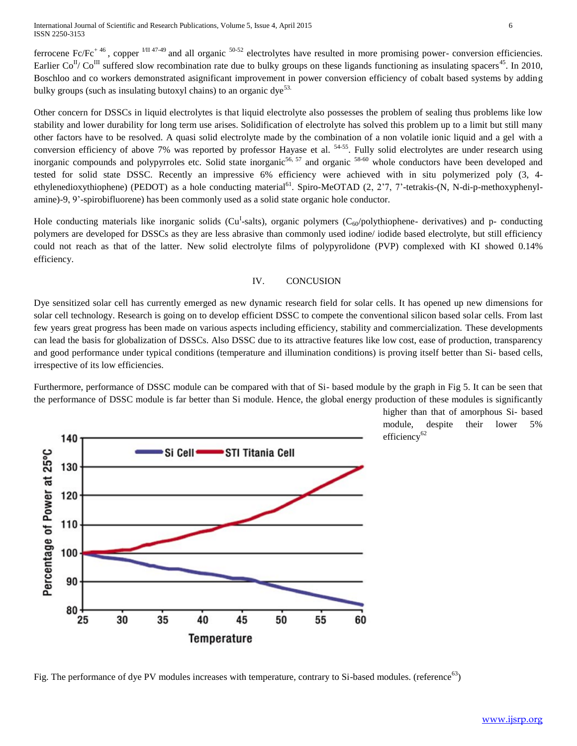ferrocene Fc/Fc$^{+}$ [46], copper [I/II 47-49] and all organic [50-52] electrolytes have resulted in more promising power- conversion efficiencies. Earlier $Co^{II}$/ $Co^{III}$ suffered slow recombination rate due to bulky groups on these ligands functioning as insulating spacers[45]. In 2010, Boschloo and co workers demonstrated asignificant improvement in power conversion efficiency of cobalt based systems by adding bulky groups (such as insulating butoxyl chains) to an organic dye[53].

Other concern for DSSCs in liquid electrolytes is that liquid electrolyte also possesses the problem of sealing thus problems like low stability and lower durability for long term use arises. Solidification of electrolyte has solved this problem up to a limit but still many other factors have to be resolved. A quasi solid electrolyte made by the combination of a non volatile ionic liquid and a gel with a conversion efficiency of above 7% was reported by professor Hayase et al. [54-55]. Fully solid electrolytes are under research using inorganic compounds and polypyrroles etc. Solid state inorganic[56, 57] and organic [58-60] whole conductors have been developed and tested for solid state DSSC. Recently an impressive 6% efficiency were achieved with in situ polymerized poly (3, 4-ethylenedioxythiophene) (PEDOT) as a hole conducting material[61]. Spiro-MeOTAD (2, 2'7, 7'-tetrakis-(N, N-di-p-methoxyphenyl-amine)-9, 9'-spirobifluorene) has been commonly used as a solid state organic hole conductor.

Hole conducting materials like inorganic solids ($Cu^{I}$-salts), organic polymers ($C_{60}$/polythiophene- derivatives) and p- conducting polymers are developed for DSSCs as they are less abrasive than commonly used iodine/ iodide based electrolyte, but still efficiency could not reach as that of the latter. New solid electrolyte films of polypyrolidone (PVP) complexed with KI showed 0.14% efficiency.

## IV. CONCUSION

Dye sensitized solar cell has currently emerged as new dynamic research field for solar cells. It has opened up new dimensions for solar cell technology. Research is going on to develop efficient DSSC to compete the conventional silicon based solar cells. From last few years great progress has been made on various aspects including efficiency, stability and commercialization. These developments can lead the basis for globalization of DSSCs. Also DSSC due to its attractive features like low cost, ease of production, transparency and good performance under typical conditions (temperature and illumination conditions) is proving itself better than Si- based cells, irrespective of its low efficiencies.

Furthermore, performance of DSSC module can be compared with that of Si- based module by the graph in Fig 5. It can be seen that the performance of DSSC module is far better than Si module. Hence, the global energy production of these modules is significantly higher than that of amorphous Si- based module, despite their lower 5% efficiency[62]

Fig. The performance of dye PV modules increases with temperature, contrary to Si-based modules. (reference[63])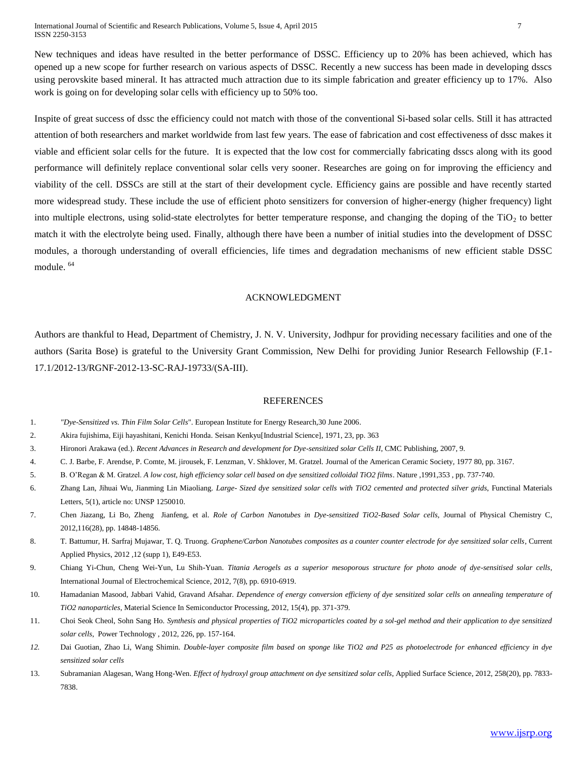New techniques and ideas have resulted in the better performance of DSSC. Efficiency up to 20% has been achieved, which has opened up a new scope for further research on various aspects of DSSC. Recently a new success has been made in developing dsscs using perovskite based mineral. It has attracted much attraction due to its simple fabrication and greater efficiency up to 17%. Also work is going on for developing solar cells with efficiency up to 50% too.

Inspite of great success of dssc the efficiency could not match with those of the conventional Si-based solar cells. Still it has attracted attention of both researchers and market worldwide from last few years. The ease of fabrication and cost effectiveness of dssc makes it viable and efficient solar cells for the future. It is expected that the low cost for commercially fabricating dsscs along with its good performance will definitely replace conventional solar cells very sooner. Researches are going on for improving the efficiency and viability of the cell. DSSCs are still at the start of their development cycle. Efficiency gains are possible and have recently started more widespread study. These include the use of efficient photo sensitizers for conversion of higher-energy (higher frequency) light into multiple electrons, using solid-state electrolytes for better temperature response, and changing the doping of the $TiO_2$ to better match it with the electrolyte being used. Finally, although there have been a number of initial studies into the development of DSSC modules, a thorough understanding of overall efficiencies, life times and degradation mechanisms of new efficient stable DSSC module. [64]

## ACKNOWLEDGMENT

Authors are thankful to Head, Department of Chemistry, J. N. V. University, Jodhpur for providing necessary facilities and one of the authors (Sarita Bose) is grateful to the University Grant Commission, New Delhi for providing Junior Research Fellowship (F.1-17.1/2012-13/RGNF-2012-13-SC-RAJ-19733/(SA-III)).

## REFERENCES

1. *"Dye-Sensitized vs. Thin Film Solar Cells*". European Institute for Energy Research,30 June 2006.
2. Akira fujishima, Eiji hayashitani, Kenichi Honda. Seisan Kenkyu[Industrial Science], 1971, 23, pp. 363
3. Hironori Arakawa (ed.). *Recent Advances in Research and development for Dye-sensitized solar Cells II*, CMC Publishing, 2007, 9.
4. C. J. Barbe, F. Arendse, P. Comte, M. jirousek, F. Lenzman, V. Shklover, M. Gratzel. Journal of the American Ceramic Society, 1977 80, pp. 3167.
5. B. O'Regan & M. Gratzel. *A low cost, high efficiency solar cell based on dye sensitized colloidal TiO2 films*. Nature ,1991,353 , pp. 737-740.
6. Zhang Lan, Jihuai Wu, Jianming Lin Miaoliang. *Large- Sized dye sensitized solar cells with TiO2 cemented and protected silver grids*, Functinal Materials Letters, 5(1), article no: UNSP 1250010.
7. Chen Jiazang, Li Bo, Zheng Jianfeng, et al. *Role of Carbon Nanotubes in Dye-sensitized TiO2-Based Solar cells*, Journal of Physical Chemistry C, 2012,116(28), pp. 14848-14856.
8. T. Battumur, H. Sarfraj Mujawar, T. Q. Truong. *Graphene/Carbon Nanotubes composites as a counter counter electrode for dye sensitized solar cells*, Current Applied Physics, 2012 ,12 (supp 1), E49-E53.
9. Chiang Yi-Chun, Cheng Wei-Yun, Lu Shih-Yuan. *Titania Aerogels as a superior mesoporous structure for photo anode of dye-sensitised solar cells*, International Journal of Electrochemical Science, 2012, 7(8), pp. 6910-6919.
10. Hamadanian Masood, Jabbari Vahid, Gravand Afsahar. *Dependence of energy conversion efficieny of dye sensitized solar cells on annealing temperature of TiO2 nanoparticles*, Material Science In Semiconductor Processing, 2012, 15(4), pp. 371-379.
11. Choi Seok Cheol, Sohn Sang Ho. *Synthesis and physical properties of TiO2 microparticles coated by a sol-gel method and their application to dye sensitized solar cells*, Power Technology , 2012, 226, pp. 157-164.
12. Dai Guotian, Zhao Li, Wang Shimin. *Double-layer composite film based on sponge like TiO2 and P25 as photoelectrode for enhanced efficiency in dye sensitized solar cells*
13. Subramanian Alagesan, Wang Hong-Wen. *Effect of hydroxyl group attachment on dye sensitized solar cells*, Applied Surface Science, 2012, 258(20), pp. 7833-7838.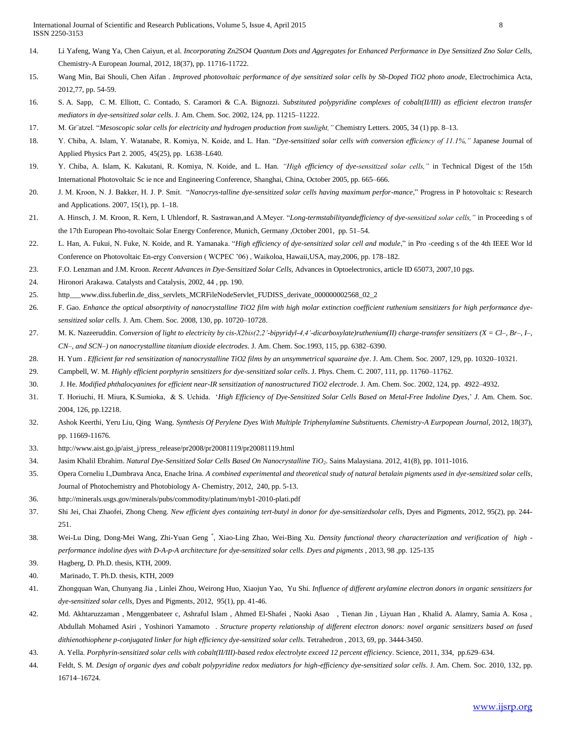14. Li Yafeng, Wang Ya, Chen Caiyun, et al. *Incorporating Zn2SO4 Quantum Dots and Aggregates for Enhanced Performance in Dye Sensitized Zno Solar Cells*, Chemistry-A European Journal, 2012, 18(37), pp. 11716-11722.
15. Wang Min, Bai Shouli, Chen Aifan . *Improved photovoltaic performance of dye sensitized solar cells by Sb-Doped TiO2 photo anode*, Electrochimica Acta, 2012,77, pp. 54-59.
16. S. A. Sapp, C. M. Elliott, C. Contado, S. Caramori & C.A. Bignozzi. *Substituted polypyridine complexes of cobalt(II/III) as efficient electron transfer mediators in dye-sensitized solar cells*. J. Am. Chem. Soc. 2002, 124, pp. 11215–11222.
17. M. Gr¨atzel. "*Mesoscopic solar cells for electricity and hydrogen production from sunlight,"* Chemistry Letters. 2005, 34 (1) pp. 8–13.
18. Y. Chiba, A. Islam, Y. Watanabe, R. Komiya, N. Koide, and L. Han. "*Dye-sensitized solar cells with conversion efficiency of 11.1%,"* Japanese Journal of Applied Physics Part 2. 2005, 45(25), pp. L638–L640.
19. Y. Chiba, A. Islam, K. Kakutani, R. Komiya, N. Koide, and L. Han. *"High efficiency of dye-sensitized solar cells,"* in Technical Digest of the 15th International Photovoltaic Sc ie nce and Engineering Conference, Shanghai, China, October 2005, pp. 665–666.
20. J. M. Kroon, N. J. Bakker, H. J. P. Smit. "*Nanocrys-talline dye-sensitized solar cells having maximum perfor-mance*," Progress in P hotovoltaic s: Research and Applications. 2007, 15(1), pp. 1–18.
21. A. Hinsch, J. M. Kroon, R. Kern, I. Uhlendorf, R. Sastrawan,and A.Meyer. "*Long-termstabilityandefficiency of dye-sensitized solar cells,"* in Proceeding s of the 17th European Pho-tovoltaic Solar Energy Conference, Munich, Germany ,October 2001, pp. 51–54.
22. L. Han, A. Fukui, N. Fuke, N. Koide, and R. Yamanaka. "*High efficiency of dye-sensitized solar cell and module*," in Pro -ceeding s of the 4th IEEE Wor ld Conference on Photovoltaic En-ergy Conversion ( WCPEC '06) , Waikoloa, Hawaii,USA, may,2006, pp. 178–182.
23. F.O. Lenzman and J.M. Kroon. *Recent Advances in Dye-Sensitized Solar Cells,* Advances in Optoelectronics, article ID 65073, 2007,10 pgs.
24. Hironori Arakawa. Catalysts and Catalysis, 2002, 44 , pp. 190.
25. http___www.diss.fuberlin.de_diss_servlets_MCRFileNodeServlet_FUDISS_derivate_000000002568_02_2
26. F. Gao. *Enhance the optical absorptivity of nanocrystalline TiO2 film with high molar extinction coefficient ruthenium sensitizers for high performance dye-sensitized solar cells.* J. Am. Chem. Soc. 2008, 130, pp. 10720–10728.
27. M. K. Nazeeruddin. *Conversion of light to electricity by cis-X2bis(2,2'-bipyridyl-4,4'-dicarboxylate)ruthenium(II) charge-transfer sensitizers (X = Cl–, Br–, I–, CN–, and SCN–) on nanocrystalline titanium dioxide electrodes*. J. Am. Chem. Soc.1993, 115, pp. 6382–6390.
28. H. Yum . *Efficient far red sensitization of nanocrystalline TiO2 films by an unsymmetrical squaraine dye*. J. Am. Chem. Soc. 2007, 129, pp. 10320–10321.
29. Campbell, W. M. *Highly efficient porphyrin sensitizers for dye-sensitized solar cells*. J. Phys. Chem. C. 2007, 111, pp. 11760–11762.
30. J. He. *Modified phthalocyanines for efficient near-IR sensitization of nanostructured TiO2 electrode*. J. Am. Chem. Soc. 2002, 124, pp. 4922–4932.
31. T. Horiuchi, H. Miura, K.Sumioka, & S. Uchida. '*High Efficiency of Dye-Sensitized Solar Cells Based on Metal-Free Indoline Dyes,*' *J.* Am. Chem. Soc. 2004, 126, pp.12218.
32. Ashok Keerthi, Yeru Liu, Qing Wang. *Synthesis Of Perylene Dyes With Multiple Triphenylamine Substituents. Chemistry-A Eurpopean Journal*, 2012, 18(37), pp. 11669-11676.
33. http://www.aist.go.jp/aist_j/press_release/pr2008/pr20081119/pr20081119.html
34. Jasim Khalil Ebrahim. *Natural Dye-Sensitized Solar Cells Based On Nanocrystalline* $TiO_2$. Sains Malaysiana. 2012, 41(8), pp. 1011-1016.
35. Opera Corneliu I.,Dumbrava Anca, Enache Irina. *A combined experimental and theoretical study of natural betalain pigments used in dye-sensitized solar cells*, Journal of Photochemistry and Photobiology A- Chemistry, 2012, 240, pp. 5-13.
36. http://minerals.usgs.gov/minerals/pubs/commodity/platinum/myb1-2010-plati.pdf
37. Shi Jei, Chai Zhaofei, Zhong Cheng. *New efficient dyes containing tert-butyl in donor for dye-sensitizedsolar cells*, Dyes and Pigments, 2012, 95(2), pp. 244-251.
38. Wei-Lu Ding, Dong-Mei Wang, Zhi-Yuan Geng [*], Xiao-Ling Zhao, Wei-Bing Xu. *Density functional theory characterization and verification of high - performance indoline dyes with D-A-p-A architecture for dye-sensitized solar cells. Dyes and pigments* , 2013, 98 ,pp. 125-135
39. Hagberg, D. Ph.D. thesis, KTH, 2009.
40. Marinado, T. Ph.D. thesis, KTH, 2009
41. Zhongquan Wan, Chunyang Jia , Linlei Zhou, Weirong Huo, Xiaojun Yao, Yu Shi. *Influence of different arylamine electron donors in organic sensitizers for dye-sensitized solar cells*, Dyes and Pigments, 2012, 95(1), pp. 41-46.
42. Md. Akhtaruzzaman , Menggenbateer c, Ashraful Islam , Ahmed El-Shafei , Naoki Asao , Tienan Jin , Liyuan Han , Khalid A. Alamry, Samia A. Kosa , Abdullah Mohamed Asiri , Yoshinori Yamamoto . *Structure property relationship of different electron donors: novel organic sensitizers based on fused dithienothiophene p-conjugated linker for high efficiency dye-sensitized solar cells*. Tetrahedron , 2013, 69, pp. 3444-3450.
43. A. Yella. *Porphyrin-sensitized solar cells with cobalt(II/III)-based redox electrolyte exceed 12 percent efficiency*. Science, 2011, 334, pp.629–634.
44. Feldt, S. M. *Design of organic dyes and cobalt polypyridine redox mediators for high-efficiency dye-sensitized solar cells*. J. Am. Chem. Soc. 2010, 132, pp. 16714–16724.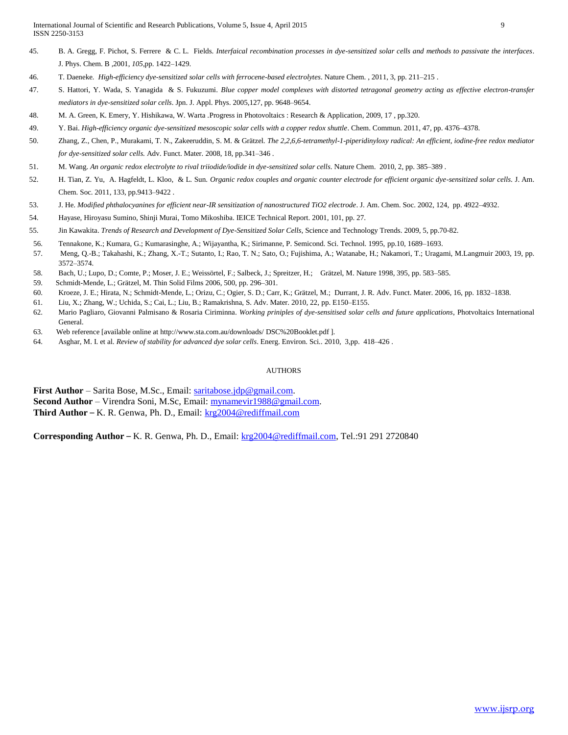45. B. A. Gregg, F. Pichot, S. Ferrere & C. L. Fields. *Interfaical recombination processes in dye-sensitized solar cells and methods to passivate the interfaces*. J. Phys. Chem. B ,2001, *105*,pp. 1422–1429.
46. T. Daeneke. *High-efficiency dye-sensitized solar cells with ferrocene-based electrolytes*. Nature Chem. , 2011, 3, pp. 211–215 .
47. S. Hattori, Y. Wada, S. Yanagida & S. Fukuzumi. *Blue copper model complexes with distorted tetragonal geometry acting as effective electron-transfer mediators in dye-sensitized solar cells*. Jpn. J. Appl. Phys. 2005,127, pp. 9648–9654.
48. M. A. Green, K. Emery, Y. Hishikawa, W. Warta .Progress in Photovoltaics : Research & Application, 2009, 17 , pp.320.
49. Y. Bai. *High-efficiency organic dye-sensitized mesoscopic solar cells with a copper redox shuttle*. Chem. Commun. 2011, 47, pp. 4376–4378.
50. Zhang, Z., Chen, P., Murakami, T. N., Zakeeruddin, S. M. & Grätzel. *The 2,2,6,6-tetramethyl-1-piperidinyloxy radical: An efficient, iodine-free redox mediator for dye-sensitized solar cells.* Adv. Funct. Mater. 2008, 18, pp.341–346 .
51. M. Wang. *An organic redox electrolyte to rival triiodide/iodide in dye-sensitized solar cells*. Nature Chem. 2010, 2, pp. 385–389 .
52. H. Tian, Z. Yu, A. Hagfeldt, L. Kloo, & L. Sun. *Organic redox couples and organic counter electrode for efficient organic dye-sensitized solar cells.* J. Am. Chem. Soc. 2011, 133, pp.9413–9422 .
53. J. He. *Modified phthalocyanines for efficient near-IR sensitization of nanostructured TiO2 electrode*. J. Am. Chem. Soc. 2002, 124, pp. 4922–4932.
54. Hayase, Hiroyasu Sumino, Shinji Murai, Tomo Mikoshiba. IEICE Technical Report. 2001, 101, pp. 27.
55. Jin Kawakita. *Trends of Research and Development of Dye-Sensitized Solar Cells*, Science and Technology Trends. 2009, 5, pp.70-82.
56. Tennakone, K.; Kumara, G.; Kumarasinghe, A.; Wijayantha, K.; Sirimanne, P. Semicond. Sci. Technol. 1995, pp.10, 1689–1693.
57. Meng, Q.-B.; Takahashi, K.; Zhang, X.-T.; Sutanto, I.; Rao, T. N.; Sato, O.; Fujishima, A.; Watanabe, H.; Nakamori, T.; Uragami, M.Langmuir 2003, 19, pp. 3572–3574.
58. Bach, U.; Lupo, D.; Comte, P.; Moser, J. E.; Weissörtel, F.; Salbeck, J.; Spreitzer, H.; Grätzel, M. Nature 1998, 395, pp. 583–585.
59. Schmidt-Mende, L.; Grätzel, M. Thin Solid Films 2006, 500, pp. 296–301.
60. Kroeze, J. E.; Hirata, N.; Schmidt-Mende, L.; Orizu, C.; Ogier, S. D.; Carr, K.; Grätzel, M.; Durrant, J. R. Adv. Funct. Mater. 2006, 16, pp. 1832–1838.
61. Liu, X.; Zhang, W.; Uchida, S.; Cai, L.; Liu, B.; Ramakrishna, S. Adv. Mater. 2010, 22, pp. E150–E155.
62. Mario Pagliaro, Giovanni Palmisano & Rosaria Ciriminna. *Working priniples of dye-sensitised solar cells and future applications*, Photvoltaics International General.
63. Web reference [available online at http://www.sta.com.au/downloads/ DSC%20Booklet.pdf ].
64. Asghar, M. I. et al. *Review of stability for advanced dye solar cells*. Energ. Environ. Sci.. 2010, 3,pp. 418–426 .

AUTHORS

**First Author** – Sarita Bose, M.Sc., Email: saritabose.jdp@gmail.com.
**Second Author** – Virendra Soni, M.Sc, Email: mynamevir1988@gmail.com.
**Third Author –** K. R. Genwa, Ph. D., Email: krg2004@rediffmail.com

**Corresponding Author –** K. R. Genwa, Ph. D., Email: krg2004@rediffmail.com, Tel.:91 291 2720840